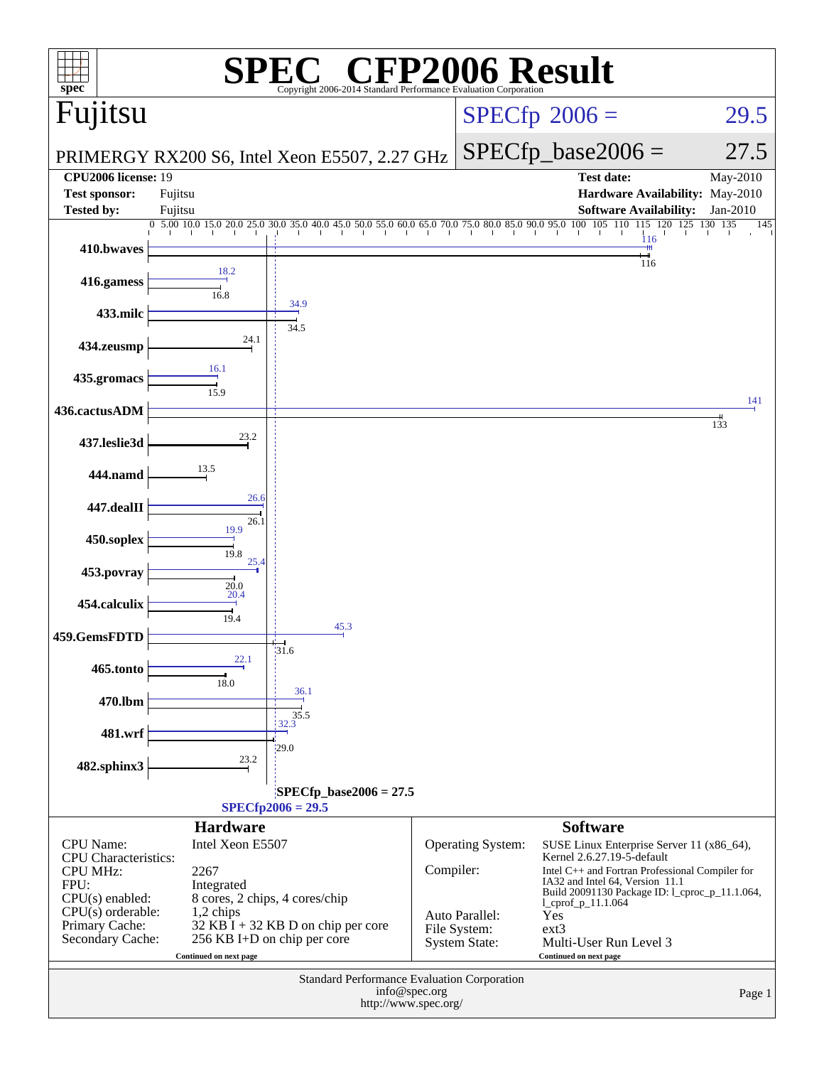# SPEC CFP2006 Result

Copyright 2006-2014 Standard Performance Evaluation Corporation

## Fujitsu

PRIMERGY RX200 S6, Intel Xeon E5507, 2.27 GHz

SPECfp 2006 = 29.5

SPECfp_base2006 = 27.5

| | | | |
|---|---|---|---|
| **CPU2006 license:** 19 | | **Test date:** | May-2010 |
| **Test sponsor:** | Fujitsu | **Hardware Availability:** | May-2010 |
| **Tested by:** | Fujitsu | **Software Availability:** | Jan-2010 |

| Benchmark | Peak | Base |
|---|---|---|
| 410.bwaves | 116 | 116 |
| 416.gamess | 18.2 | 16.8 |
| 433.milc | 34.9 | 34.5 |
| 434.zeusmp | | 24.1 |
| 435.gromacs | 16.1 | 15.9 |
| 436.cactusADM | 141 | 133 |
| 437.leslie3d | | 23.2 |
| 444.namd | | 13.5 |
| 447.dealII | 26.6 | 26.1 |
| 450.soplex | 19.9 | 19.8 |
| 453.povray | 25.4 | 20.0 |
| 454.calculix | 20.4 | 19.4 |
| 459.GemsFDTD | 45.3 | 31.6 |
| 465.tonto | 22.1 | 18.0 |
| 470.lbm | 36.1 | 35.5 |
| 481.wrf | 32.3 | 29.0 |
| 482.sphinx3 | | 23.2 |

SPECfp_base2006 = 27.5

SPECfp2006 = 29.5

## Hardware

| | |
|---|---|
| CPU Name: | Intel Xeon E5507 |
| CPU Characteristics: | |
| CPU MHz: | 2267 |
| FPU: | Integrated |
| CPU(s) enabled: | 8 cores, 2 chips, 4 cores/chip |
| CPU(s) orderable: | 1,2 chips |
| Primary Cache: | 32 KB I + 32 KB D on chip per core |
| Secondary Cache: | 256 KB I+D on chip per core |

Continued on next page

## Software

| | |
|---|---|
| Operating System: | SUSE Linux Enterprise Server 11 (x86_64), Kernel 2.6.27.19-5-default |
| Compiler: | Intel C++ and Fortran Professional Compiler for IA32 and Intel 64, Version 11.1 Build 20091130 Package ID: l_cproc_p_11.1.064, l_cprof_p_11.1.064 |
| Auto Parallel: | Yes |
| File System: | ext3 |
| System State: | Multi-User Run Level 3 |

Continued on next page

Standard Performance Evaluation Corporation
info@spec.org
http://www.spec.org/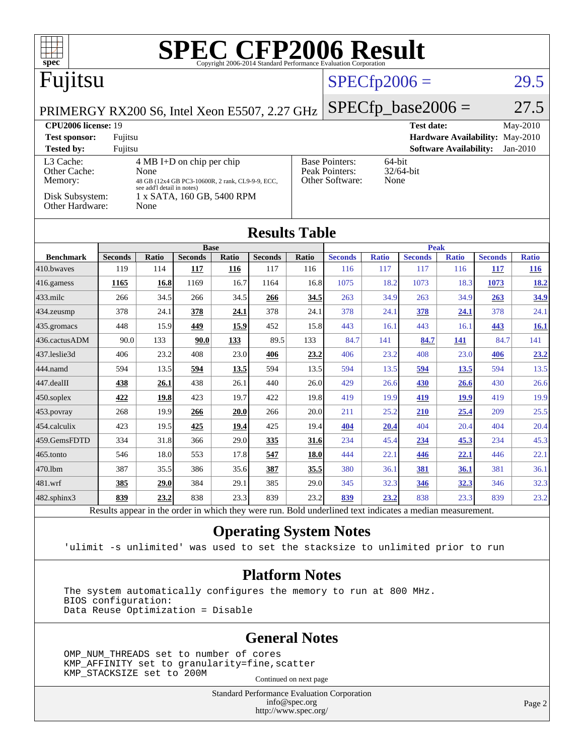# SPEC CFP2006 Result

Copyright 2006-2014 Standard Performance Evaluation Corporation

## Fujitsu

PRIMERGY RX200 S6, Intel Xeon E5507, 2.27 GHz

SPECfp2006 = 29.5

SPECfp_base2006 = 27.5

| | | | |
|---|---|---|---|
| **CPU2006 license:** 19 | | **Test date:** | May-2010 |
| **Test sponsor:** | Fujitsu | **Hardware Availability:** | May-2010 |
| **Tested by:** | Fujitsu | **Software Availability:** | Jan-2010 |

| | |
|---|---|
| L3 Cache: | 4 MB I+D on chip per chip |
| Other Cache: | None |
| Memory: | 48 GB (12x4 GB PC3-10600R, 2 rank, CL9-9-9, ECC, see add'l detail in notes) |
| Disk Subsystem: | 1 x SATA, 160 GB, 5400 RPM |
| Other Hardware: | None |

| | |
|---|---|
| Base Pointers: | 64-bit |
| Peak Pointers: | 32/64-bit |
| Other Software: | None |

## Results Table

| Benchmark | Base | | | | | | Peak | | | | | |
|---|---|---|---|---|---|---|---|---|---|---|---|---|
| | Seconds | Ratio | Seconds | Ratio | Seconds | Ratio | Seconds | Ratio | Seconds | Ratio | Seconds | Ratio |
| 410.bwaves | 119 | 114 | **117** | **116** | 117 | 116 | 116 | 117 | 117 | 116 | **117** | **116** |
| 416.gamess | **1165** | **16.8** | 1169 | 16.7 | 1164 | 16.8 | 1075 | 18.2 | 1073 | 18.3 | **1073** | **18.2** |
| 433.milc | 266 | 34.5 | 266 | 34.5 | **266** | **34.5** | 263 | 34.9 | 263 | 34.9 | **263** | **34.9** |
| 434.zeusmp | 378 | 24.1 | **378** | **24.1** | 378 | 24.1 | 378 | 24.1 | **378** | **24.1** | 378 | 24.1 |
| 435.gromacs | 448 | 15.9 | **449** | **15.9** | 452 | 15.8 | 443 | 16.1 | 443 | 16.1 | **443** | **16.1** |
| 436.cactusADM | 90.0 | 133 | **90.0** | **133** | 89.5 | 133 | 84.7 | 141 | **84.7** | **141** | 84.7 | 141 |
| 437.leslie3d | 406 | 23.2 | 408 | 23.0 | **406** | **23.2** | 406 | 23.2 | 408 | 23.0 | **406** | **23.2** |
| 444.namd | 594 | 13.5 | **594** | **13.5** | 594 | 13.5 | 594 | 13.5 | **594** | **13.5** | 594 | 13.5 |
| 447.dealII | **438** | **26.1** | 438 | 26.1 | 440 | 26.0 | 429 | 26.6 | **430** | **26.6** | 430 | 26.6 |
| 450.soplex | **422** | **19.8** | 423 | 19.7 | 422 | 19.8 | 419 | 19.9 | **419** | **19.9** | 419 | 19.9 |
| 453.povray | 268 | 19.9 | **266** | **20.0** | 266 | 20.0 | 211 | 25.2 | **210** | **25.4** | 209 | 25.5 |
| 454.calculix | 423 | 19.5 | **425** | **19.4** | 425 | 19.4 | **404** | **20.4** | 404 | 20.4 | 404 | 20.4 |
| 459.GemsFDTD | 334 | 31.8 | 366 | 29.0 | **335** | **31.6** | 234 | 45.4 | **234** | **45.3** | 234 | 45.3 |
| 465.tonto | 546 | 18.0 | 553 | 17.8 | **547** | **18.0** | 444 | 22.1 | **446** | **22.1** | 446 | 22.1 |
| 470.lbm | 387 | 35.5 | 386 | 35.6 | **387** | **35.5** | 380 | 36.1 | **381** | **36.1** | 381 | 36.1 |
| 481.wrf | **385** | **29.0** | 384 | 29.1 | 385 | 29.0 | 345 | 32.3 | **346** | **32.3** | 346 | 32.3 |
| 482.sphinx3 | **839** | **23.2** | 838 | 23.3 | 839 | 23.2 | **839** | **23.2** | 838 | 23.3 | 839 | 23.2 |

Results appear in the order in which they were run. Bold underlined text indicates a median measurement.

## Operating System Notes

```
'ulimit -s unlimited' was used to set the stacksize to unlimited prior to run
```

## Platform Notes

```
The system automatically configures the memory to run at 800 MHz.
BIOS configuration:
Data Reuse Optimization = Disable
```

## General Notes

```
OMP_NUM_THREADS set to number of cores
KMP_AFFINITY set to granularity=fine,scatter
KMP_STACKSIZE set to 200M
```

Continued on next page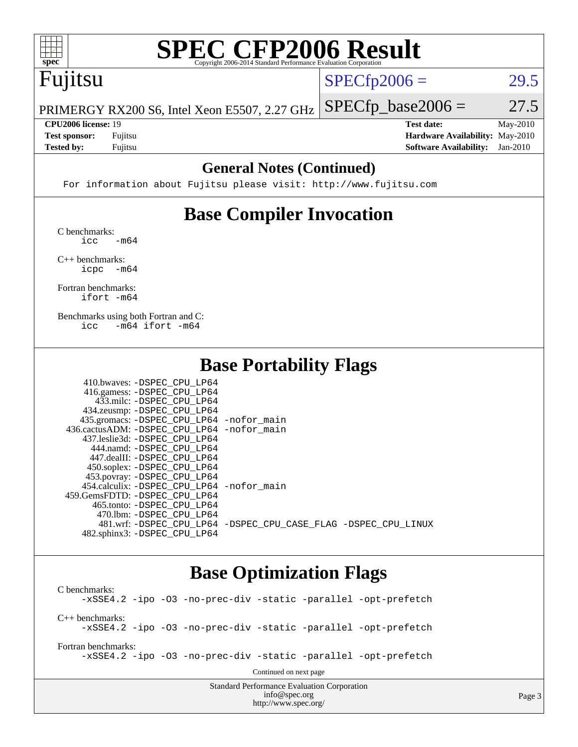## General Notes (Continued)

```
For information about Fujitsu please visit: http://www.fujitsu.com
```

## Base Compiler Invocation

C benchmarks:
```
icc   -m64
```

C++ benchmarks:
```
icpc  -m64
```

Fortran benchmarks:
```
ifort -m64
```

Benchmarks using both Fortran and C:
```
icc   -m64 ifort -m64
```

## Base Portability Flags

```
    410.bwaves: -DSPEC_CPU_LP64
    416.gamess: -DSPEC_CPU_LP64
      433.milc: -DSPEC_CPU_LP64
    434.zeusmp: -DSPEC_CPU_LP64
   435.gromacs: -DSPEC_CPU_LP64 -nofor_main
 436.cactusADM: -DSPEC_CPU_LP64 -nofor_main
   437.leslie3d: -DSPEC_CPU_LP64
      444.namd: -DSPEC_CPU_LP64
    447.dealII: -DSPEC_CPU_LP64
    450.soplex: -DSPEC_CPU_LP64
    453.povray: -DSPEC_CPU_LP64
  454.calculix: -DSPEC_CPU_LP64 -nofor_main
 459.GemsFDTD: -DSPEC_CPU_LP64
     465.tonto: -DSPEC_CPU_LP64
       470.lbm: -DSPEC_CPU_LP64
       481.wrf: -DSPEC_CPU_LP64 -DSPEC_CPU_CASE_FLAG -DSPEC_CPU_LINUX
   482.sphinx3: -DSPEC_CPU_LP64
```

## Base Optimization Flags

C benchmarks:
```
-xSSE4.2 -ipo -O3 -no-prec-div -static -parallel -opt-prefetch
```

C++ benchmarks:
```
-xSSE4.2 -ipo -O3 -no-prec-div -static -parallel -opt-prefetch
```

Fortran benchmarks:
```
-xSSE4.2 -ipo -O3 -no-prec-div -static -parallel -opt-prefetch
```

Continued on next page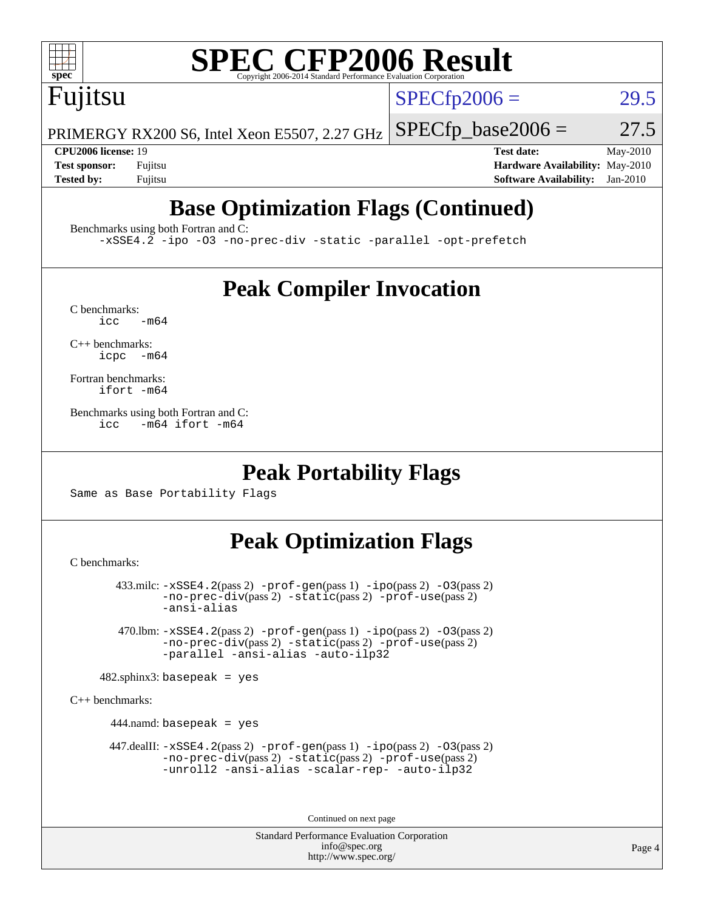# SPEC CFP2006 Result

Copyright 2006-2014 Standard Performance Evaluation Corporation

**Fujitsu**

PRIMERGY RX200 S6, Intel Xeon E5507, 2.27 GHz

SPECfp2006 = 29.5

SPECfp_base2006 = 27.5

| | | | |
|---|---|---|---|
| **CPU2006 license:** 19 | | **Test date:** | May-2010 |
| **Test sponsor:** | Fujitsu | **Hardware Availability:** | May-2010 |
| **Tested by:** | Fujitsu | **Software Availability:** | Jan-2010 |

## Base Optimization Flags (Continued)

Benchmarks using both Fortran and C:

```
-xSSE4.2 -ipo -O3 -no-prec-div -static -parallel -opt-prefetch
```

## Peak Compiler Invocation

C benchmarks:

```
icc   -m64
```

C++ benchmarks:

```
icpc  -m64
```

Fortran benchmarks:

```
ifort -m64
```

Benchmarks using both Fortran and C:

```
icc   -m64 ifort -m64
```

## Peak Portability Flags

Same as Base Portability Flags

## Peak Optimization Flags

C benchmarks:

433.milc: -xSSE4.2(pass 2) -prof-gen(pass 1) -ipo(pass 2) -O3(pass 2) -no-prec-div(pass 2) -static(pass 2) -prof-use(pass 2) -ansi-alias

470.lbm: -xSSE4.2(pass 2) -prof-gen(pass 1) -ipo(pass 2) -O3(pass 2) -no-prec-div(pass 2) -static(pass 2) -prof-use(pass 2) -parallel -ansi-alias -auto-ilp32

482.sphinx3: basepeak = yes

C++ benchmarks:

444.namd: basepeak = yes

447.dealII: -xSSE4.2(pass 2) -prof-gen(pass 1) -ipo(pass 2) -O3(pass 2) -no-prec-div(pass 2) -static(pass 2) -prof-use(pass 2) -unroll2 -ansi-alias -scalar-rep- -auto-ilp32

Continued on next page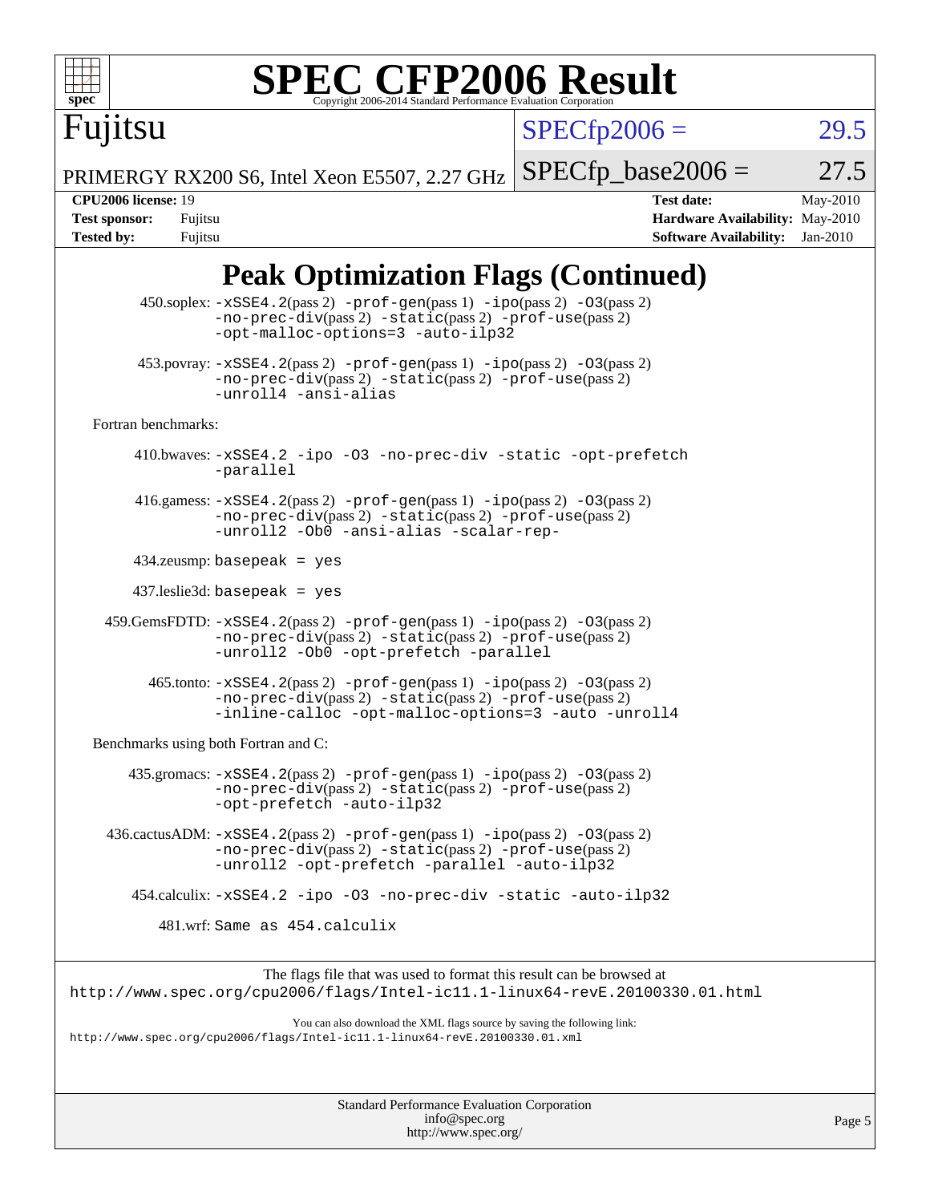# SPEC CFP2006 Result

Copyright 2006-2014 Standard Performance Evaluation Corporation

**Fujitsu**

PRIMERGY RX200 S6, Intel Xeon E5507, 2.27 GHz

SPECfp2006 = 29.5

SPECfp_base2006 = 27.5

| | | | |
|---|---|---|---|
| **CPU2006 license:** 19 | | **Test date:** | May-2010 |
| **Test sponsor:** | Fujitsu | **Hardware Availability:** | May-2010 |
| **Tested by:** | Fujitsu | **Software Availability:** | Jan-2010 |

## Peak Optimization Flags (Continued)

450.soplex: `-xSSE4.2`(pass 2) `-prof-gen`(pass 1) `-ipo`(pass 2) `-O3`(pass 2) `-no-prec-div`(pass 2) `-static`(pass 2) `-prof-use`(pass 2) `-opt-malloc-options=3 -auto-ilp32`

453.povray: `-xSSE4.2`(pass 2) `-prof-gen`(pass 1) `-ipo`(pass 2) `-O3`(pass 2) `-no-prec-div`(pass 2) `-static`(pass 2) `-prof-use`(pass 2) `-unroll4 -ansi-alias`

Fortran benchmarks:

410.bwaves: `-xSSE4.2 -ipo -O3 -no-prec-div -static -opt-prefetch -parallel`

416.gamess: `-xSSE4.2`(pass 2) `-prof-gen`(pass 1) `-ipo`(pass 2) `-O3`(pass 2) `-no-prec-div`(pass 2) `-static`(pass 2) `-prof-use`(pass 2) `-unroll2 -Ob0 -ansi-alias -scalar-rep-`

434.zeusmp: `basepeak = yes`

437.leslie3d: `basepeak = yes`

459.GemsFDTD: `-xSSE4.2`(pass 2) `-prof-gen`(pass 1) `-ipo`(pass 2) `-O3`(pass 2) `-no-prec-div`(pass 2) `-static`(pass 2) `-prof-use`(pass 2) `-unroll2 -Ob0 -opt-prefetch -parallel`

465.tonto: `-xSSE4.2`(pass 2) `-prof-gen`(pass 1) `-ipo`(pass 2) `-O3`(pass 2) `-no-prec-div`(pass 2) `-static`(pass 2) `-prof-use`(pass 2) `-inline-calloc -opt-malloc-options=3 -auto -unroll4`

Benchmarks using both Fortran and C:

435.gromacs: `-xSSE4.2`(pass 2) `-prof-gen`(pass 1) `-ipo`(pass 2) `-O3`(pass 2) `-no-prec-div`(pass 2) `-static`(pass 2) `-prof-use`(pass 2) `-opt-prefetch -auto-ilp32`

436.cactusADM: `-xSSE4.2`(pass 2) `-prof-gen`(pass 1) `-ipo`(pass 2) `-O3`(pass 2) `-no-prec-div`(pass 2) `-static`(pass 2) `-prof-use`(pass 2) `-unroll2 -opt-prefetch -parallel -auto-ilp32`

454.calculix: `-xSSE4.2 -ipo -O3 -no-prec-div -static -auto-ilp32`

481.wrf: `Same as 454.calculix`

The flags file that was used to format this result can be browsed at
http://www.spec.org/cpu2006/flags/Intel-ic11.1-linux64-revE.20100330.01.html

You can also download the XML flags source by saving the following link:
http://www.spec.org/cpu2006/flags/Intel-ic11.1-linux64-revE.20100330.01.xml

Standard Performance Evaluation Corporation
info@spec.org
http://www.spec.org/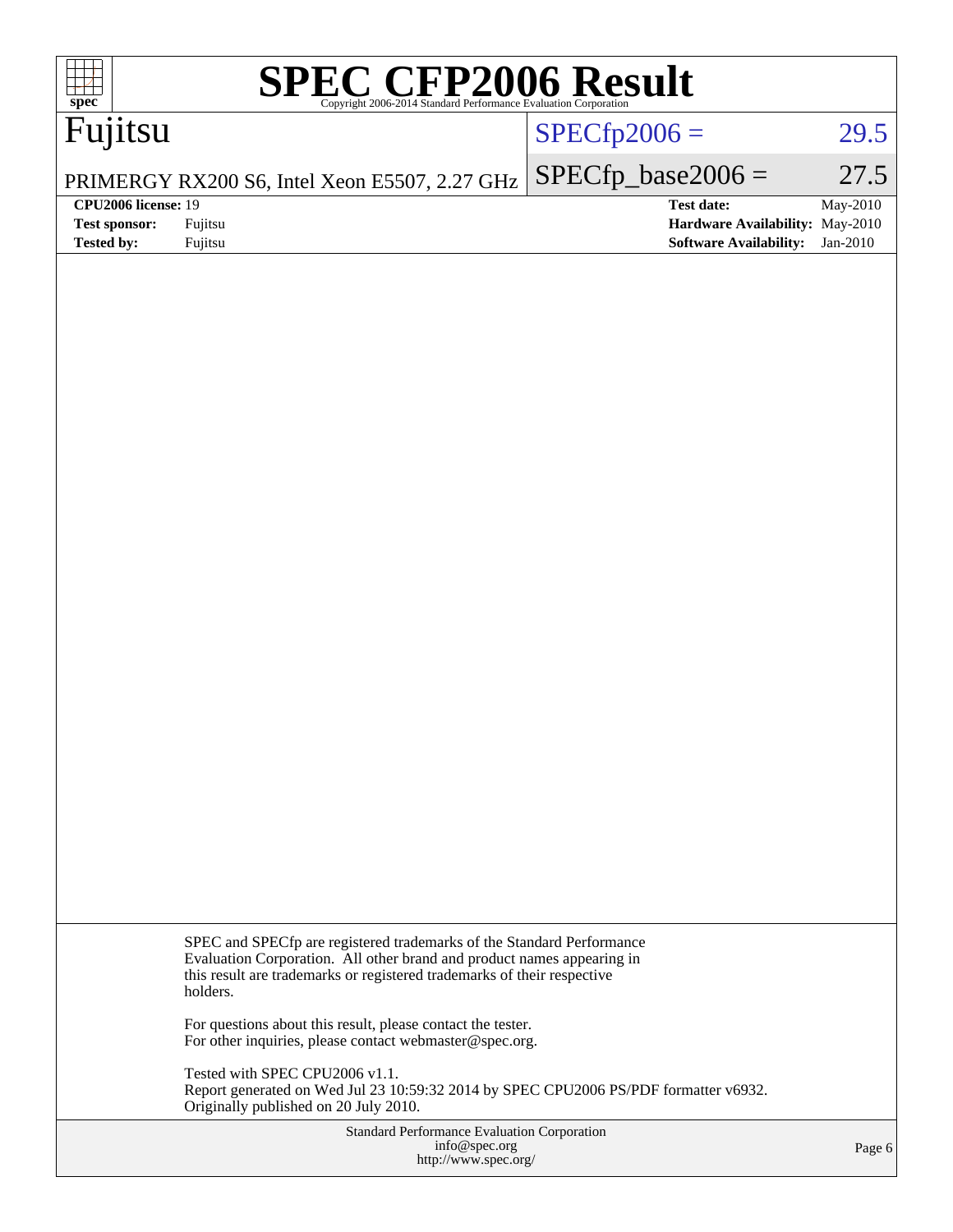SPEC and SPECfp are registered trademarks of the Standard Performance Evaluation Corporation. All other brand and product names appearing in this result are trademarks or registered trademarks of their respective holders.

For questions about this result, please contact the tester.
For other inquiries, please contact webmaster@spec.org.

Tested with SPEC CPU2006 v1.1.
Report generated on Wed Jul 23 10:59:32 2014 by SPEC CPU2006 PS/PDF formatter v6932.
Originally published on 20 July 2010.